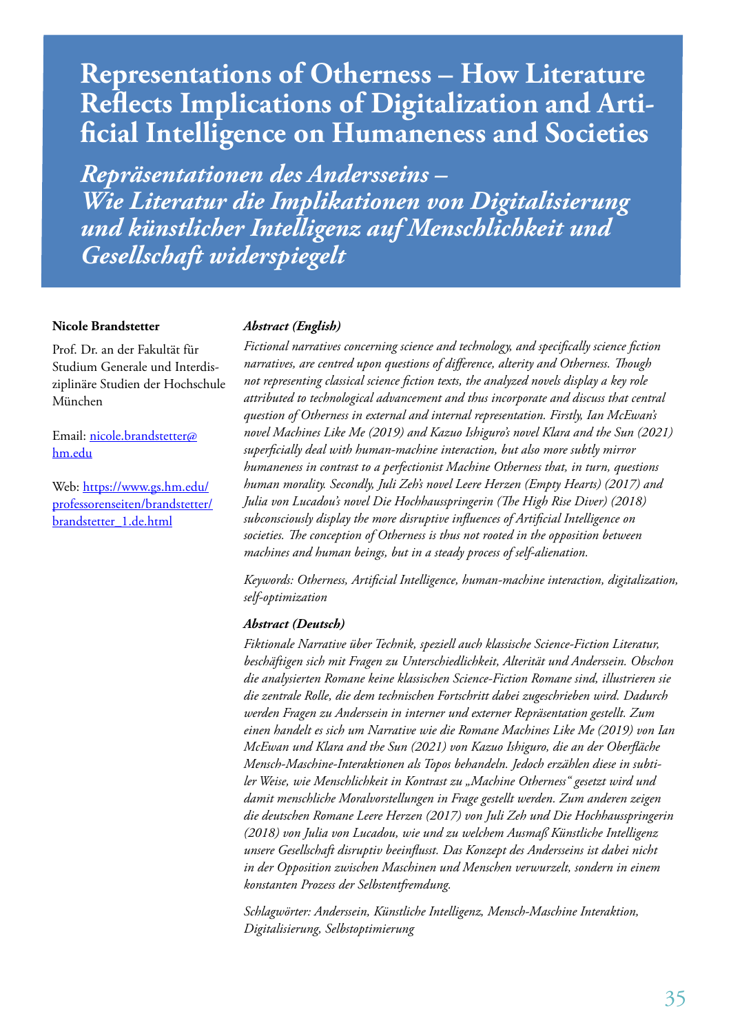# Representations of Otherness – How Literature Reflects Implications of Digitalization and Artificial Intelligence on Humaneness and Societies

## *Repräsentationen des Andersseins – Wie Literatur die Implikationen von Digitalisierung und künstlicher Intelligenz auf Menschlichkeit und Gesellschaft widerspiegelt*

**Nicole Brandstetter**

Prof. Dr. an der Fakultät für Studium Generale und Interdisziplinäre Studien der Hochschule München

Email: nicole.brandstetter@hm.edu

Web: https://www.gs.hm.edu/professorenseiten/brandstetter/brandstetter_1.de.html

***Abstract (English)***

*Fictional narratives concerning science and technology, and specifically science fiction narratives, are centred upon questions of difference, alterity and Otherness. Though not representing classical science fiction texts, the analyzed novels display a key role attributed to technological advancement and thus incorporate and discuss that central question of Otherness in external and internal representation. Firstly, Ian McEwan's novel Machines Like Me (2019) and Kazuo Ishiguro's novel Klara and the Sun (2021) superficially deal with human-machine interaction, but also more subtly mirror humaneness in contrast to a perfectionist Machine Otherness that, in turn, questions human morality. Secondly, Juli Zeh's novel Leere Herzen (Empty Hearts) (2017) and Julia von Lucadou's novel Die Hochhausspringerin (The High Rise Diver) (2018) subconsciously display the more disruptive influences of Artificial Intelligence on societies. The conception of Otherness is thus not rooted in the opposition between machines and human beings, but in a steady process of self-alienation.*

*Keywords: Otherness, Artificial Intelligence, human-machine interaction, digitalization, self-optimization*

***Abstract (Deutsch)***

*Fiktionale Narrative über Technik, speziell auch klassische Science-Fiction Literatur, beschäftigen sich mit Fragen zu Unterschiedlichkeit, Alterität und Anderssein. Obschon die analysierten Romane keine klassischen Science-Fiction Romane sind, illustrieren sie die zentrale Rolle, die dem technischen Fortschritt dabei zugeschrieben wird. Dadurch werden Fragen zu Anderssein in interner und externer Repräsentation gestellt. Zum einen handelt es sich um Narrative wie die Romane Machines Like Me (2019) von Ian McEwan und Klara and the Sun (2021) von Kazuo Ishiguro, die an der Oberfläche Mensch-Maschine-Interaktionen als Topos behandeln. Jedoch erzählen diese in subtiler Weise, wie Menschlichkeit in Kontrast zu „Machine Otherness" gesetzt wird und damit menschliche Moralvorstellungen in Frage gestellt werden. Zum anderen zeigen die deutschen Romane Leere Herzen (2017) von Juli Zeh und Die Hochhausspringerin (2018) von Julia von Lucadou, wie und zu welchem Ausmaß Künstliche Intelligenz unsere Gesellschaft disruptiv beeinflusst. Das Konzept des Andersseins ist dabei nicht in der Opposition zwischen Maschinen und Menschen verwurzelt, sondern in einem konstanten Prozess der Selbstentfremdung.*

*Schlagwörter: Anderssein, Künstliche Intelligenz, Mensch-Maschine Interaktion, Digitalisierung, Selbstoptimierung*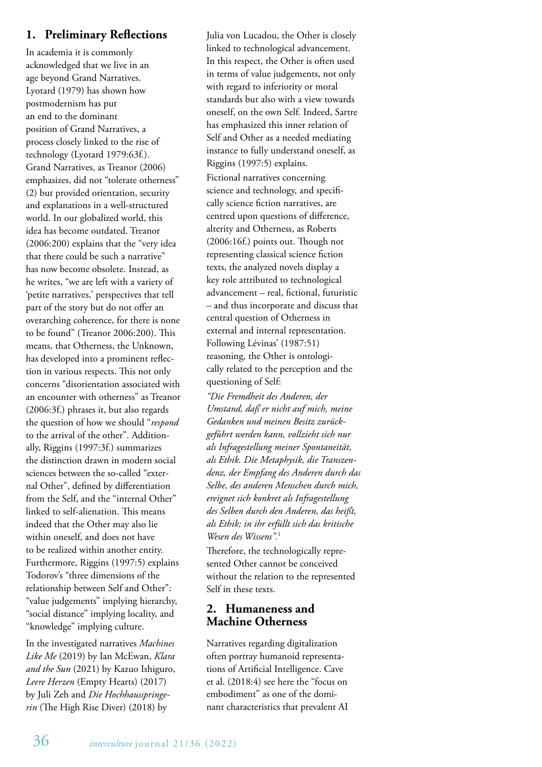## 1. Preliminary Reflections

In academia it is commonly acknowledged that we live in an age beyond Grand Narratives. Lyotard (1979) has shown how postmodernism has put an end to the dominant position of Grand Narratives, a process closely linked to the rise of technology (Lyotard 1979:63f.). Grand Narratives, as Treanor (2006) emphasizes, did not "tolerate otherness" (2) but provided orientation, security and explanations in a well-structured world. In our globalized world, this idea has become outdated. Treanor (2006:200) explains that the "very idea that there could be such a narrative" has now become obsolete. Instead, as he writes, "we are left with a variety of 'petite narratives,' perspectives that tell part of the story but do not offer an overarching coherence, for there is none to be found" (Treanor 2006:200). This means, that Otherness, the Unknown, has developed into a prominent reflection in various respects. This not only concerns "disorientation associated with an encounter with otherness" as Treanor (2006:3f.) phrases it, but also regards the question of how we should "*respond* to the arrival of the other". Additionally, Riggins (1997:3f.) summarizes the distinction drawn in modern social sciences between the so-called "external Other", defined by differentiation from the Self, and the "internal Other" linked to self-alienation. This means indeed that the Other may also lie within oneself, and does not have to be realized within another entity. Furthermore, Riggins (1997:5) explains Todorov's "three dimensions of the relationship between Self and Other": "value judgements" implying hierarchy, "social distance" implying locality, and "knowledge" implying culture.

In the investigated narratives *Machines Like Me* (2019) by Ian McEwan, *Klara and the Sun* (2021) by Kazuo Ishiguro, *Leere Herzen* (Empty Hearts) (2017) by Juli Zeh and *Die Hochhausspringerin* (The High Rise Diver) (2018) by Julia von Lucadou, the Other is closely linked to technological advancement. In this respect, the Other is often used in terms of value judgements, not only with regard to inferiority or moral standards but also with a view towards oneself, on the own Self. Indeed, Sartre has emphasized this inner relation of Self and Other as a needed mediating instance to fully understand oneself, as Riggins (1997:5) explains.

Fictional narratives concerning science and technology, and specifically science fiction narratives, are centred upon questions of difference, alterity and Otherness, as Roberts (2006:16f.) points out. Though not representing classical science fiction texts, the analyzed novels display a key role attributed to technological advancement – real, fictional, futuristic – and thus incorporate and discuss that central question of Otherness in external and internal representation. Following Lévinas' (1987:51) reasoning, the Other is ontologically related to the perception and the questioning of Self:

*"Die Fremdheit des Anderen, der Umstand, daß er nicht auf mich, meine Gedanken und meinen Besitz zurückgeführt werden kann, vollzieht sich nur als Infragestellung meiner Spontaneität, als Ethik. Die Metaphysik, die Transzendenz, der Empfang des Anderen durch das Selbe, des anderen Menschen durch mich, ereignet sich konkret als Infragestellung des Selben durch den Anderen, das heißt, als Ethik; in ihr erfüllt sich das kritische Wesen des Wissens".*[1]

Therefore, the technologically represented Other cannot be conceived without the relation to the represented Self in these texts.

## 2. Humaneness and Machine Otherness

Narratives regarding digitalization often portray humanoid representations of Artificial Intelligence. Cave et al. (2018:4) see here the "focus on embodiment" as one of the dominant characteristics that prevalent AI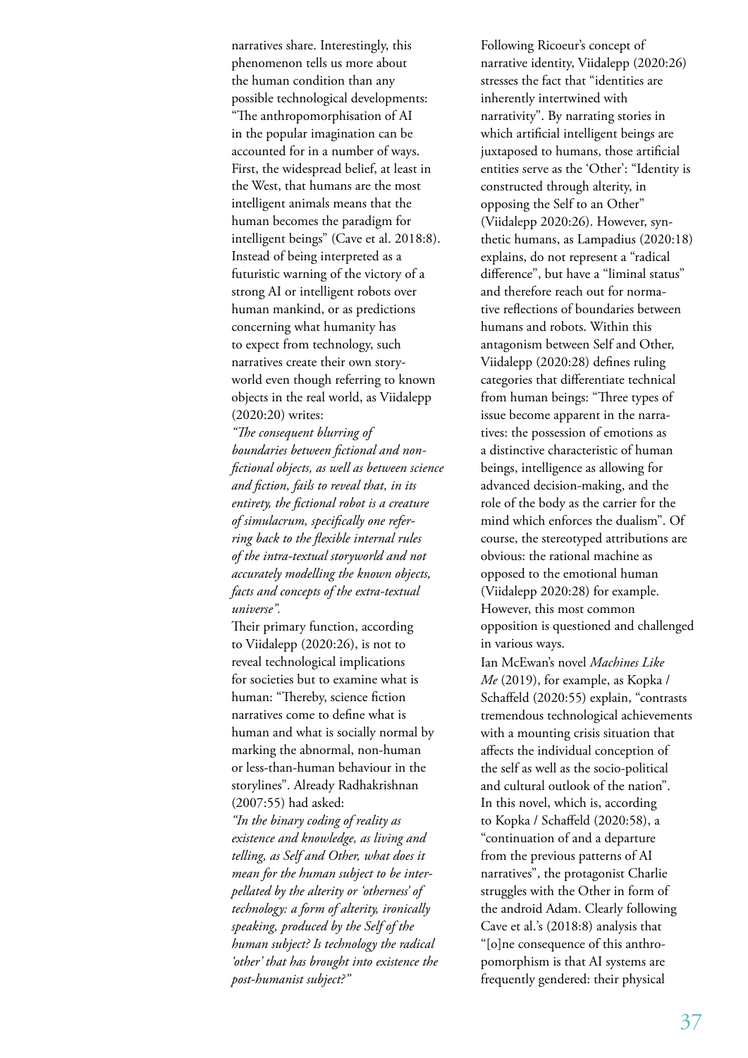narratives share. Interestingly, this phenomenon tells us more about the human condition than any possible technological developments: "The anthropomorphisation of AI in the popular imagination can be accounted for in a number of ways. First, the widespread belief, at least in the West, that humans are the most intelligent animals means that the human becomes the paradigm for intelligent beings" (Cave et al. 2018:8). Instead of being interpreted as a futuristic warning of the victory of a strong AI or intelligent robots over human mankind, or as predictions concerning what humanity has to expect from technology, such narratives create their own storyworld even though referring to known objects in the real world, as Viidalepp (2020:20) writes:

*"The consequent blurring of boundaries between fictional and non-fictional objects, as well as between science and fiction, fails to reveal that, in its entirety, the fictional robot is a creature of simulacrum, specifically one referring back to the flexible internal rules of the intra-textual storyworld and not accurately modelling the known objects, facts and concepts of the extra-textual universe".*

Their primary function, according to Viidalepp (2020:26), is not to reveal technological implications for societies but to examine what is human: "Thereby, science fiction narratives come to define what is human and what is socially normal by marking the abnormal, non-human or less-than-human behaviour in the storylines". Already Radhakrishnan (2007:55) had asked:

*"In the binary coding of reality as existence and knowledge, as living and telling, as Self and Other, what does it mean for the human subject to be interpellated by the alterity or 'otherness' of technology: a form of alterity, ironically speaking, produced by the Self of the human subject? Is technology the radical 'other' that has brought into existence the post-humanist subject?"*

Following Ricoeur's concept of narrative identity, Viidalepp (2020:26) stresses the fact that "identities are inherently intertwined with narrativity". By narrating stories in which artificial intelligent beings are juxtaposed to humans, those artificial entities serve as the 'Other': "Identity is constructed through alterity, in opposing the Self to an Other" (Viidalepp 2020:26). However, synthetic humans, as Lampadius (2020:18) explains, do not represent a "radical difference", but have a "liminal status" and therefore reach out for normative reflections of boundaries between humans and robots. Within this antagonism between Self and Other, Viidalepp (2020:28) defines ruling categories that differentiate technical from human beings: "Three types of issue become apparent in the narratives: the possession of emotions as a distinctive characteristic of human beings, intelligence as allowing for advanced decision-making, and the role of the body as the carrier for the mind which enforces the dualism". Of course, the stereotyped attributions are obvious: the rational machine as opposed to the emotional human (Viidalepp 2020:28) for example. However, this most common opposition is questioned and challenged in various ways.

Ian McEwan's novel *Machines Like Me* (2019), for example, as Kopka / Schaffeld (2020:55) explain, "contrasts tremendous technological achievements with a mounting crisis situation that affects the individual conception of the self as well as the socio-political and cultural outlook of the nation". In this novel, which is, according to Kopka / Schaffeld (2020:58), a "continuation of and a departure from the previous patterns of AI narratives", the protagonist Charlie struggles with the Other in form of the android Adam. Clearly following Cave et al.'s (2018:8) analysis that "[o]ne consequence of this anthropomorphism is that AI systems are frequently gendered: their physical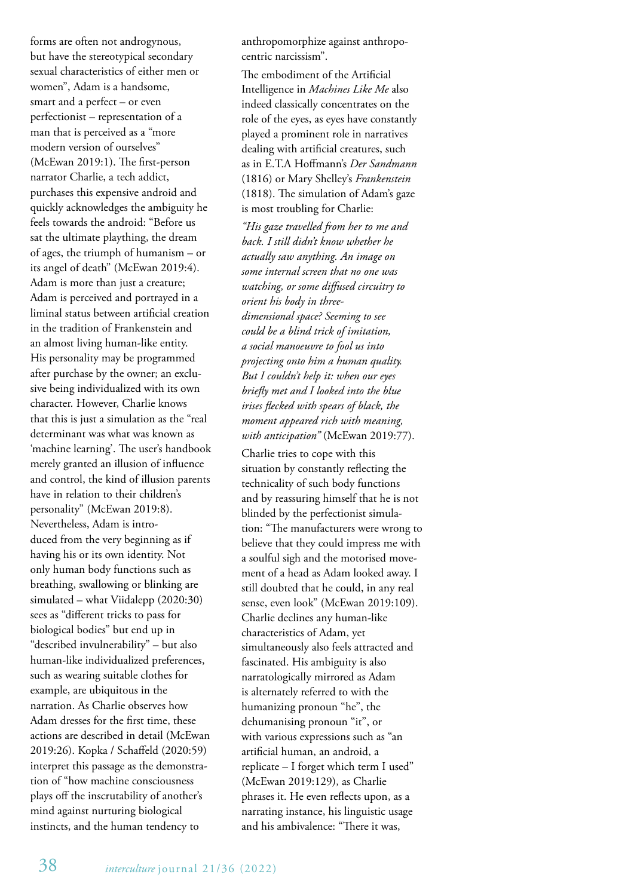forms are often not androgynous, but have the stereotypical secondary sexual characteristics of either men or women", Adam is a handsome, smart and a perfect – or even perfectionist – representation of a man that is perceived as a "more modern version of ourselves" (McEwan 2019:1). The first-person narrator Charlie, a tech addict, purchases this expensive android and quickly acknowledges the ambiguity he feels towards the android: "Before us sat the ultimate plaything, the dream of ages, the triumph of humanism – or its angel of death" (McEwan 2019:4). Adam is more than just a creature; Adam is perceived and portrayed in a liminal status between artificial creation in the tradition of Frankenstein and an almost living human-like entity. His personality may be programmed after purchase by the owner; an exclusive being individualized with its own character. However, Charlie knows that this is just a simulation as the "real determinant was what was known as 'machine learning'. The user's handbook merely granted an illusion of influence and control, the kind of illusion parents have in relation to their children's personality" (McEwan 2019:8). Nevertheless, Adam is introduced from the very beginning as if having his or its own identity. Not only human body functions such as breathing, swallowing or blinking are simulated – what Viidalepp (2020:30) sees as "different tricks to pass for biological bodies" but end up in "described invulnerability" – but also human-like individualized preferences, such as wearing suitable clothes for example, are ubiquitous in the narration. As Charlie observes how Adam dresses for the first time, these actions are described in detail (McEwan 2019:26). Kopka / Schaffeld (2020:59) interpret this passage as the demonstration of "how machine consciousness plays off the inscrutability of another's mind against nurturing biological instincts, and the human tendency to anthropomorphize against anthropocentric narcissism".

The embodiment of the Artificial Intelligence in *Machines Like Me* also indeed classically concentrates on the role of the eyes, as eyes have constantly played a prominent role in narratives dealing with artificial creatures, such as in E.T.A Hoffmann's *Der Sandmann* (1816) or Mary Shelley's *Frankenstein* (1818). The simulation of Adam's gaze is most troubling for Charlie:

*"His gaze travelled from her to me and back. I still didn't know whether he actually saw anything. An image on some internal screen that no one was watching, or some diffused circuitry to orient his body in three-dimensional space? Seeming to see could be a blind trick of imitation, a social manoeuvre to fool us into projecting onto him a human quality. But I couldn't help it: when our eyes briefly met and I looked into the blue irises flecked with spears of black, the moment appeared rich with meaning, with anticipation"* (McEwan 2019:77).

Charlie tries to cope with this situation by constantly reflecting the technicality of such body functions and by reassuring himself that he is not blinded by the perfectionist simulation: "The manufacturers were wrong to believe that they could impress me with a soulful sigh and the motorised movement of a head as Adam looked away. I still doubted that he could, in any real sense, even look" (McEwan 2019:109). Charlie declines any human-like characteristics of Adam, yet simultaneously also feels attracted and fascinated. His ambiguity is also narratologically mirrored as Adam is alternately referred to with the humanizing pronoun "he", the dehumanising pronoun "it", or with various expressions such as "an artificial human, an android, a replicate – I forget which term I used" (McEwan 2019:129), as Charlie phrases it. He even reflects upon, as a narrating instance, his linguistic usage and his ambivalence: "There it was,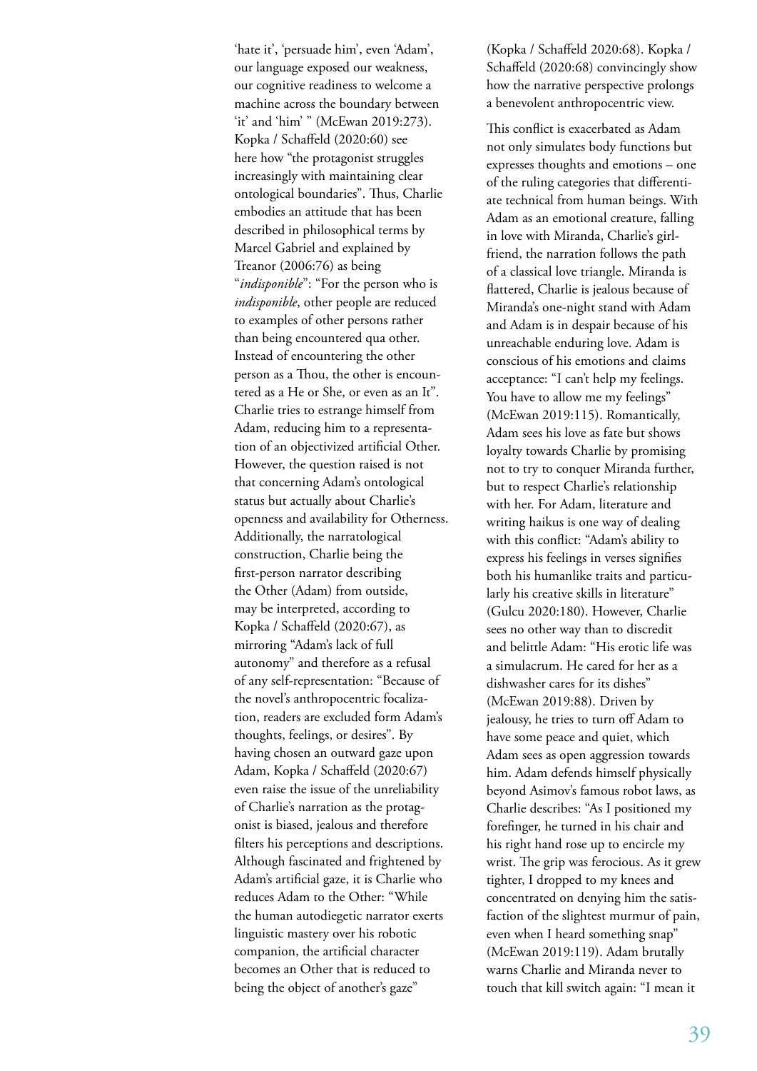'hate it', 'persuade him', even 'Adam', our language exposed our weakness, our cognitive readiness to welcome a machine across the boundary between 'it' and 'him' " (McEwan 2019:273). Kopka / Schaffeld (2020:60) see here how "the protagonist struggles increasingly with maintaining clear ontological boundaries". Thus, Charlie embodies an attitude that has been described in philosophical terms by Marcel Gabriel and explained by Treanor (2006:76) as being "*indisponible*": "For the person who is *indisponible*, other people are reduced to examples of other persons rather than being encountered qua other. Instead of encountering the other person as a Thou, the other is encountered as a He or She, or even as an It". Charlie tries to estrange himself from Adam, reducing him to a representation of an objectivized artificial Other. However, the question raised is not that concerning Adam's ontological status but actually about Charlie's openness and availability for Otherness. Additionally, the narratological construction, Charlie being the first-person narrator describing the Other (Adam) from outside, may be interpreted, according to Kopka / Schaffeld (2020:67), as mirroring "Adam's lack of full autonomy" and therefore as a refusal of any self-representation: "Because of the novel's anthropocentric focalization, readers are excluded form Adam's thoughts, feelings, or desires". By having chosen an outward gaze upon Adam, Kopka / Schaffeld (2020:67) even raise the issue of the unreliability of Charlie's narration as the protagonist is biased, jealous and therefore filters his perceptions and descriptions. Although fascinated and frightened by Adam's artificial gaze, it is Charlie who reduces Adam to the Other: "While the human autodiegetic narrator exerts linguistic mastery over his robotic companion, the artificial character becomes an Other that is reduced to being the object of another's gaze" (Kopka / Schaffeld 2020:68). Kopka / Schaffeld (2020:68) convincingly show how the narrative perspective prolongs a benevolent anthropocentric view.

This conflict is exacerbated as Adam not only simulates body functions but expresses thoughts and emotions – one of the ruling categories that differentiate technical from human beings. With Adam as an emotional creature, falling in love with Miranda, Charlie's girlfriend, the narration follows the path of a classical love triangle. Miranda is flattered, Charlie is jealous because of Miranda's one-night stand with Adam and Adam is in despair because of his unreachable enduring love. Adam is conscious of his emotions and claims acceptance: "I can't help my feelings. You have to allow me my feelings" (McEwan 2019:115). Romantically, Adam sees his love as fate but shows loyalty towards Charlie by promising not to try to conquer Miranda further, but to respect Charlie's relationship with her. For Adam, literature and writing haikus is one way of dealing with this conflict: "Adam's ability to express his feelings in verses signifies both his humanlike traits and particularly his creative skills in literature" (Gulcu 2020:180). However, Charlie sees no other way than to discredit and belittle Adam: "His erotic life was a simulacrum. He cared for her as a dishwasher cares for its dishes" (McEwan 2019:88). Driven by jealousy, he tries to turn off Adam to have some peace and quiet, which Adam sees as open aggression towards him. Adam defends himself physically beyond Asimov's famous robot laws, as Charlie describes: "As I positioned my forefinger, he turned in his chair and his right hand rose up to encircle my wrist. The grip was ferocious. As it grew tighter, I dropped to my knees and concentrated on denying him the satisfaction of the slightest murmur of pain, even when I heard something snap" (McEwan 2019:119). Adam brutally warns Charlie and Miranda never to touch that kill switch again: "I mean it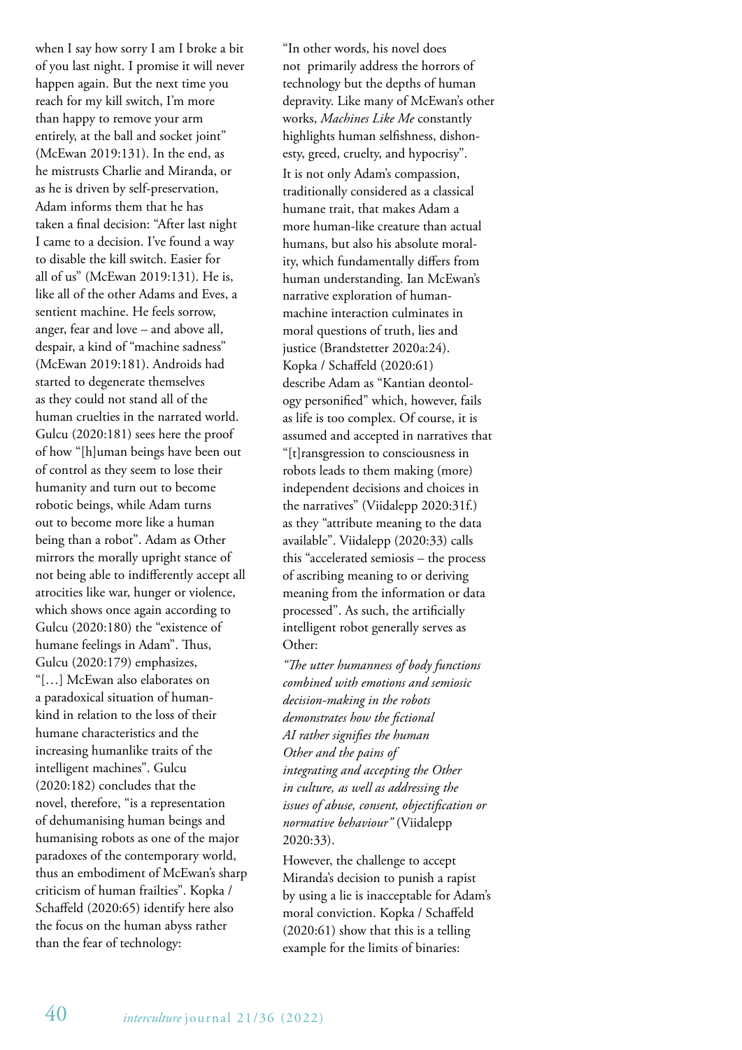when I say how sorry I am I broke a bit of you last night. I promise it will never happen again. But the next time you reach for my kill switch, I'm more than happy to remove your arm entirely, at the ball and socket joint" (McEwan 2019:131). In the end, as he mistrusts Charlie and Miranda, or as he is driven by self-preservation, Adam informs them that he has taken a final decision: "After last night I came to a decision. I've found a way to disable the kill switch. Easier for all of us" (McEwan 2019:131). He is, like all of the other Adams and Eves, a sentient machine. He feels sorrow, anger, fear and love – and above all, despair, a kind of "machine sadness" (McEwan 2019:181). Androids had started to degenerate themselves as they could not stand all of the human cruelties in the narrated world. Gulcu (2020:181) sees here the proof of how "[h]uman beings have been out of control as they seem to lose their humanity and turn out to become robotic beings, while Adam turns out to become more like a human being than a robot". Adam as Other mirrors the morally upright stance of not being able to indifferently accept all atrocities like war, hunger or violence, which shows once again according to Gulcu (2020:180) the "existence of humane feelings in Adam". Thus, Gulcu (2020:179) emphasizes, "[…] McEwan also elaborates on a paradoxical situation of humankind in relation to the loss of their humane characteristics and the increasing humanlike traits of the intelligent machines". Gulcu (2020:182) concludes that the novel, therefore, "is a representation of dehumanising human beings and humanising robots as one of the major paradoxes of the contemporary world, thus an embodiment of McEwan's sharp criticism of human frailties". Kopka / Schaffeld (2020:65) identify here also the focus on the human abyss rather than the fear of technology:

"In other words, his novel does not primarily address the horrors of technology but the depths of human depravity. Like many of McEwan's other works, *Machines Like Me* constantly highlights human selfishness, dishonesty, greed, cruelty, and hypocrisy".

It is not only Adam's compassion, traditionally considered as a classical humane trait, that makes Adam a more human-like creature than actual humans, but also his absolute morality, which fundamentally differs from human understanding. Ian McEwan's narrative exploration of human-machine interaction culminates in moral questions of truth, lies and justice (Brandstetter 2020a:24). Kopka / Schaffeld (2020:61) describe Adam as "Kantian deontology personified" which, however, fails as life is too complex. Of course, it is assumed and accepted in narratives that "[t]ransgression to consciousness in robots leads to them making (more) independent decisions and choices in the narratives" (Viidalepp 2020:31f.) as they "attribute meaning to the data available". Viidalepp (2020:33) calls this "accelerated semiosis – the process of ascribing meaning to or deriving meaning from the information or data processed". As such, the artificially intelligent robot generally serves as Other:

*"The utter humanness of body functions combined with emotions and semiosic decision-making in the robots demonstrates how the fictional AI rather signifies the human Other and the pains of integrating and accepting the Other in culture, as well as addressing the issues of abuse, consent, objectification or normative behaviour"* (Viidalepp 2020:33).

However, the challenge to accept Miranda's decision to punish a rapist by using a lie is inacceptable for Adam's moral conviction. Kopka / Schaffeld (2020:61) show that this is a telling example for the limits of binaries: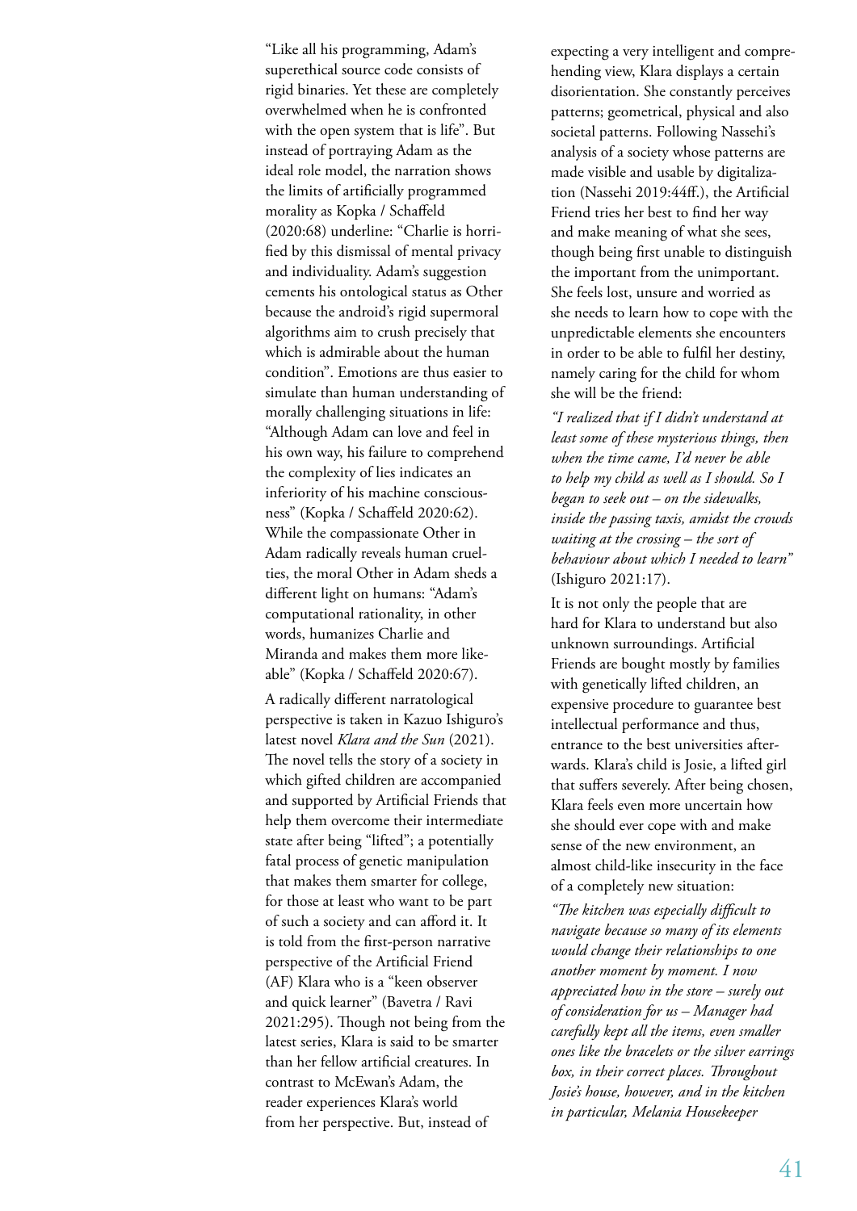"Like all his programming, Adam's superethical source code consists of rigid binaries. Yet these are completely overwhelmed when he is confronted with the open system that is life". But instead of portraying Adam as the ideal role model, the narration shows the limits of artificially programmed morality as Kopka / Schaffeld (2020:68) underline: "Charlie is horrified by this dismissal of mental privacy and individuality. Adam's suggestion cements his ontological status as Other because the android's rigid supermoral algorithms aim to crush precisely that which is admirable about the human condition". Emotions are thus easier to simulate than human understanding of morally challenging situations in life: "Although Adam can love and feel in his own way, his failure to comprehend the complexity of lies indicates an inferiority of his machine consciousness" (Kopka / Schaffeld 2020:62). While the compassionate Other in Adam radically reveals human cruelties, the moral Other in Adam sheds a different light on humans: "Adam's computational rationality, in other words, humanizes Charlie and Miranda and makes them more likeable" (Kopka / Schaffeld 2020:67).

A radically different narratological perspective is taken in Kazuo Ishiguro's latest novel *Klara and the Sun* (2021). The novel tells the story of a society in which gifted children are accompanied and supported by Artificial Friends that help them overcome their intermediate state after being "lifted"; a potentially fatal process of genetic manipulation that makes them smarter for college, for those at least who want to be part of such a society and can afford it. It is told from the first-person narrative perspective of the Artificial Friend (AF) Klara who is a "keen observer and quick learner" (Bavetra / Ravi 2021:295). Though not being from the latest series, Klara is said to be smarter than her fellow artificial creatures. In contrast to McEwan's Adam, the reader experiences Klara's world from her perspective. But, instead of expecting a very intelligent and comprehending view, Klara displays a certain disorientation. She constantly perceives patterns; geometrical, physical and also societal patterns. Following Nassehi's analysis of a society whose patterns are made visible and usable by digitalization (Nassehi 2019:44ff.), the Artificial Friend tries her best to find her way and make meaning of what she sees, though being first unable to distinguish the important from the unimportant. She feels lost, unsure and worried as she needs to learn how to cope with the unpredictable elements she encounters in order to be able to fulfil her destiny, namely caring for the child for whom she will be the friend:

*"I realized that if I didn't understand at least some of these mysterious things, then when the time came, I'd never be able to help my child as well as I should. So I began to seek out – on the sidewalks, inside the passing taxis, amidst the crowds waiting at the crossing – the sort of behaviour about which I needed to learn"* (Ishiguro 2021:17).

It is not only the people that are hard for Klara to understand but also unknown surroundings. Artificial Friends are bought mostly by families with genetically lifted children, an expensive procedure to guarantee best intellectual performance and thus, entrance to the best universities afterwards. Klara's child is Josie, a lifted girl that suffers severely. After being chosen, Klara feels even more uncertain how she should ever cope with and make sense of the new environment, an almost child-like insecurity in the face of a completely new situation:

*"The kitchen was especially difficult to navigate because so many of its elements would change their relationships to one another moment by moment. I now appreciated how in the store – surely out of consideration for us – Manager had carefully kept all the items, even smaller ones like the bracelets or the silver earrings box, in their correct places. Throughout Josie's house, however, and in the kitchen in particular, Melania Housekeeper*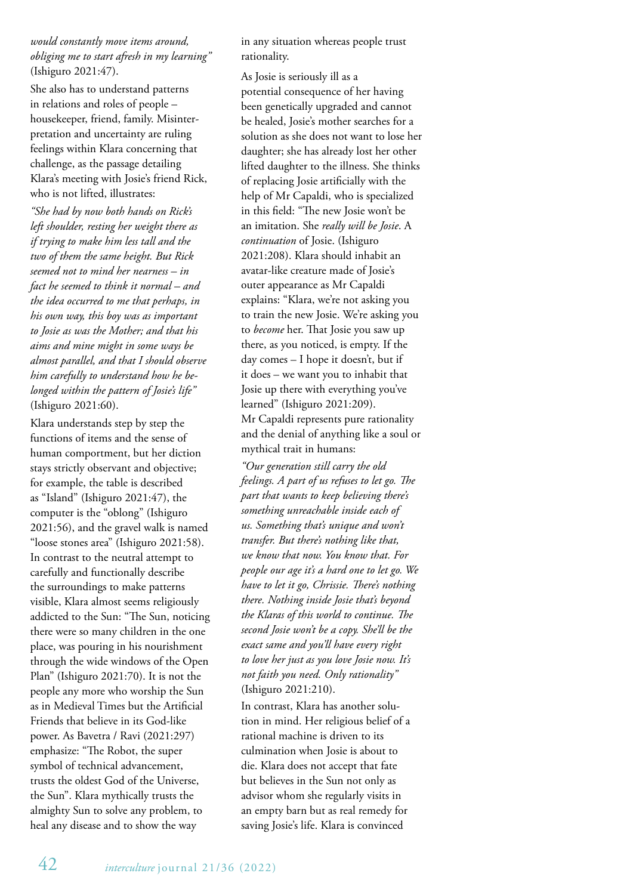*would constantly move items around, obliging me to start afresh in my learning"* (Ishiguro 2021:47).

She also has to understand patterns in relations and roles of people – housekeeper, friend, family. Misinterpretation and uncertainty are ruling feelings within Klara concerning that challenge, as the passage detailing Klara's meeting with Josie's friend Rick, who is not lifted, illustrates:

*"She had by now both hands on Rick's left shoulder, resting her weight there as if trying to make him less tall and the two of them the same height. But Rick seemed not to mind her nearness – in fact he seemed to think it normal – and the idea occurred to me that perhaps, in his own way, this boy was as important to Josie as was the Mother; and that his aims and mine might in some ways be almost parallel, and that I should observe him carefully to understand how he belonged within the pattern of Josie's life"* (Ishiguro 2021:60).

Klara understands step by step the functions of items and the sense of human comportment, but her diction stays strictly observant and objective; for example, the table is described as "Island" (Ishiguro 2021:47), the computer is the "oblong" (Ishiguro 2021:56), and the gravel walk is named "loose stones area" (Ishiguro 2021:58). In contrast to the neutral attempt to carefully and functionally describe the surroundings to make patterns visible, Klara almost seems religiously addicted to the Sun: "The Sun, noticing there were so many children in the one place, was pouring in his nourishment through the wide windows of the Open Plan" (Ishiguro 2021:70). It is not the people any more who worship the Sun as in Medieval Times but the Artificial Friends that believe in its God-like power. As Bavetra / Ravi (2021:297) emphasize: "The Robot, the super symbol of technical advancement, trusts the oldest God of the Universe, the Sun". Klara mythically trusts the almighty Sun to solve any problem, to heal any disease and to show the way in any situation whereas people trust rationality.

As Josie is seriously ill as a potential consequence of her having been genetically upgraded and cannot be healed, Josie's mother searches for a solution as she does not want to lose her daughter; she has already lost her other lifted daughter to the illness. She thinks of replacing Josie artificially with the help of Mr Capaldi, who is specialized in this field: "The new Josie won't be an imitation. She *really will be Josie*. A *continuation* of Josie. (Ishiguro 2021:208). Klara should inhabit an avatar-like creature made of Josie's outer appearance as Mr Capaldi explains: "Klara, we're not asking you to train the new Josie. We're asking you to *become* her. That Josie you saw up there, as you noticed, is empty. If the day comes – I hope it doesn't, but if it does – we want you to inhabit that Josie up there with everything you've learned" (Ishiguro 2021:209).

Mr Capaldi represents pure rationality and the denial of anything like a soul or mythical trait in humans:

*"Our generation still carry the old feelings. A part of us refuses to let go. The part that wants to keep believing there's something unreachable inside each of us. Something that's unique and won't transfer. But there's nothing like that, we know that now. You know that. For people our age it's a hard one to let go. We have to let it go, Chrissie. There's nothing there. Nothing inside Josie that's beyond the Klaras of this world to continue. The second Josie won't be a copy. She'll be the exact same and you'll have every right to love her just as you love Josie now. It's not faith you need. Only rationality"* (Ishiguro 2021:210).

In contrast, Klara has another solution in mind. Her religious belief of a rational machine is driven to its culmination when Josie is about to die. Klara does not accept that fate but believes in the Sun not only as advisor whom she regularly visits in an empty barn but as real remedy for saving Josie's life. Klara is convinced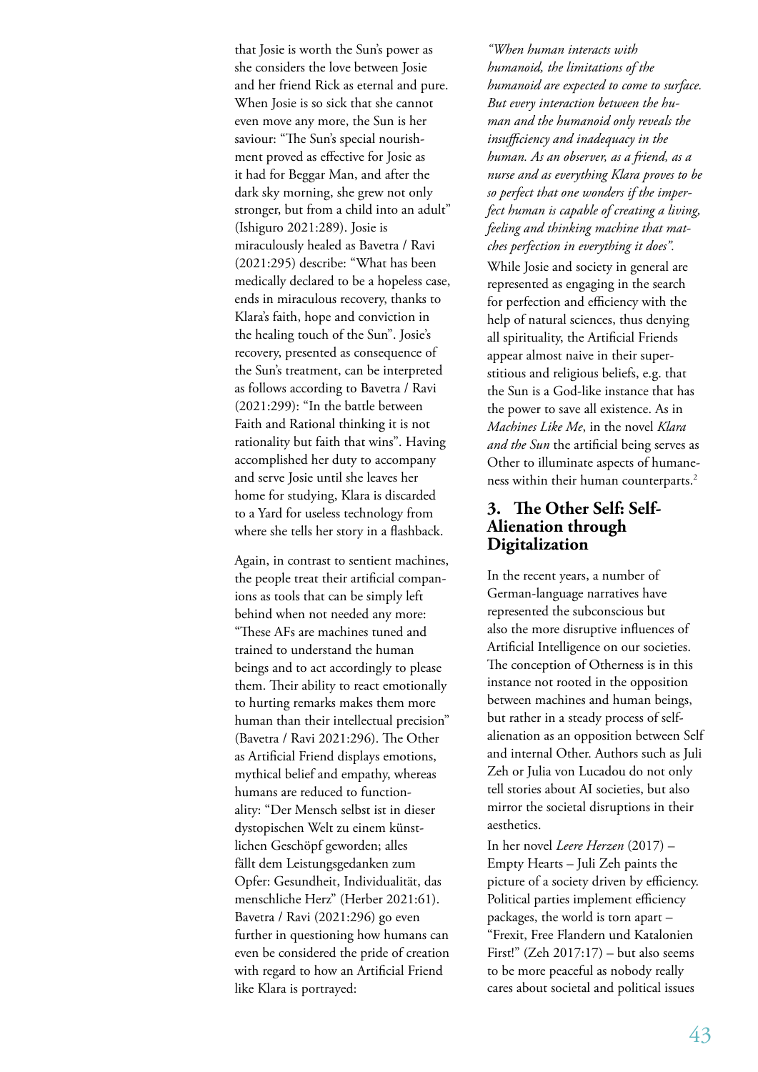that Josie is worth the Sun's power as she considers the love between Josie and her friend Rick as eternal and pure. When Josie is so sick that she cannot even move any more, the Sun is her saviour: "The Sun's special nourishment proved as effective for Josie as it had for Beggar Man, and after the dark sky morning, she grew not only stronger, but from a child into an adult" (Ishiguro 2021:289). Josie is miraculously healed as Bavetra / Ravi (2021:295) describe: "What has been medically declared to be a hopeless case, ends in miraculous recovery, thanks to Klara's faith, hope and conviction in the healing touch of the Sun". Josie's recovery, presented as consequence of the Sun's treatment, can be interpreted as follows according to Bavetra / Ravi (2021:299): "In the battle between Faith and Rational thinking it is not rationality but faith that wins". Having accomplished her duty to accompany and serve Josie until she leaves her home for studying, Klara is discarded to a Yard for useless technology from where she tells her story in a flashback.

Again, in contrast to sentient machines, the people treat their artificial companions as tools that can be simply left behind when not needed any more: "These AFs are machines tuned and trained to understand the human beings and to act accordingly to please them. Their ability to react emotionally to hurting remarks makes them more human than their intellectual precision" (Bavetra / Ravi 2021:296). The Other as Artificial Friend displays emotions, mythical belief and empathy, whereas humans are reduced to functionality: "Der Mensch selbst ist in dieser dystopischen Welt zu einem künstlichen Geschöpf geworden; alles fällt dem Leistungsgedanken zum Opfer: Gesundheit, Individualität, das menschliche Herz" (Herber 2021:61). Bavetra / Ravi (2021:296) go even further in questioning how humans can even be considered the pride of creation with regard to how an Artificial Friend like Klara is portrayed:

*"When human interacts with humanoid, the limitations of the humanoid are expected to come to surface. But every interaction between the human and the humanoid only reveals the insufficiency and inadequacy in the human. As an observer, as a friend, as a nurse and as everything Klara proves to be so perfect that one wonders if the imperfect human is capable of creating a living, feeling and thinking machine that matches perfection in everything it does".*

While Josie and society in general are represented as engaging in the search for perfection and efficiency with the help of natural sciences, thus denying all spirituality, the Artificial Friends appear almost naive in their superstitious and religious beliefs, e.g. that the Sun is a God-like instance that has the power to save all existence. As in *Machines Like Me*, in the novel *Klara and the Sun* the artificial being serves as Other to illuminate aspects of humaneness within their human counterparts.[2]

## 3. The Other Self: Self-Alienation through Digitalization

In the recent years, a number of German-language narratives have represented the subconscious but also the more disruptive influences of Artificial Intelligence on our societies. The conception of Otherness is in this instance not rooted in the opposition between machines and human beings, but rather in a steady process of self-alienation as an opposition between Self and internal Other. Authors such as Juli Zeh or Julia von Lucadou do not only tell stories about AI societies, but also mirror the societal disruptions in their aesthetics.

In her novel *Leere Herzen* (2017) – Empty Hearts – Juli Zeh paints the picture of a society driven by efficiency. Political parties implement efficiency packages, the world is torn apart – "Frexit, Free Flandern und Katalonien First!" (Zeh 2017:17) – but also seems to be more peaceful as nobody really cares about societal and political issues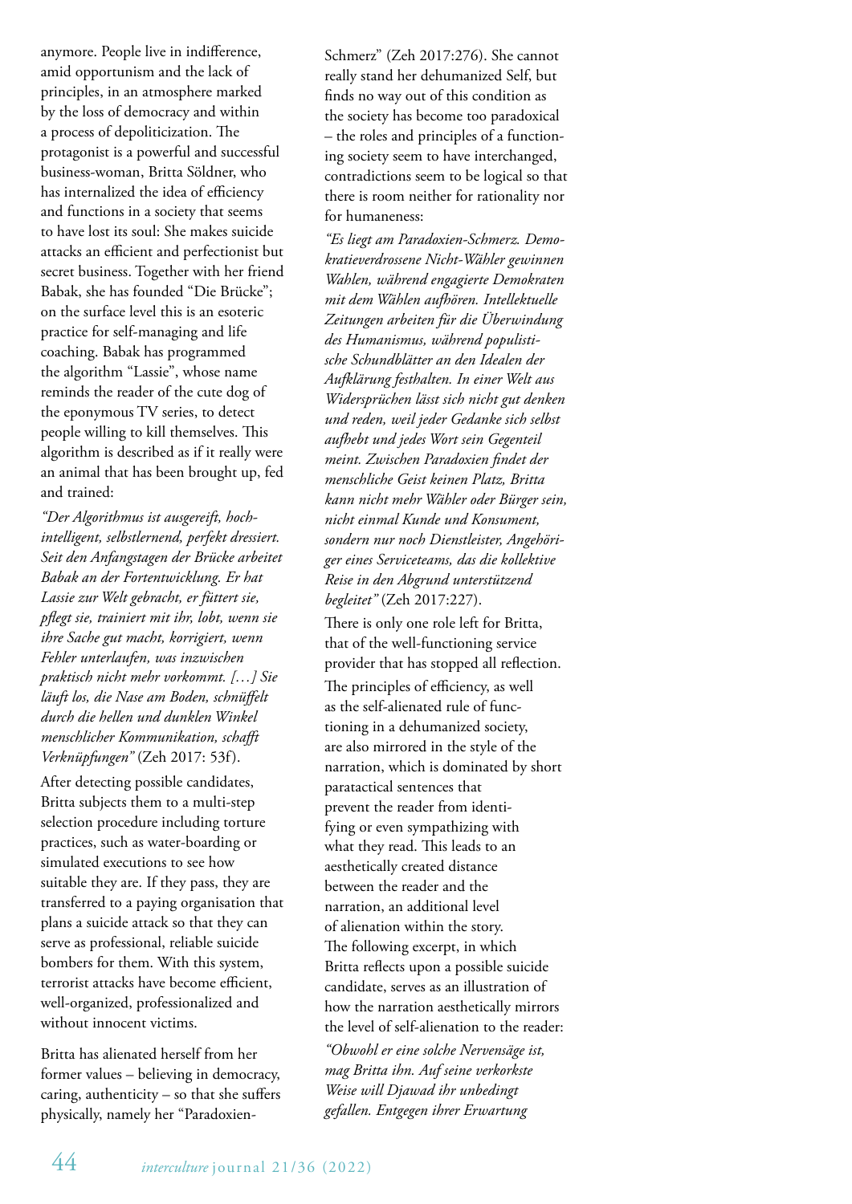anymore. People live in indifference, amid opportunism and the lack of principles, in an atmosphere marked by the loss of democracy and within a process of depoliticization. The protagonist is a powerful and successful business-woman, Britta Söldner, who has internalized the idea of efficiency and functions in a society that seems to have lost its soul: She makes suicide attacks an efficient and perfectionist but secret business. Together with her friend Babak, she has founded "Die Brücke"; on the surface level this is an esoteric practice for self-managing and life coaching. Babak has programmed the algorithm "Lassie", whose name reminds the reader of the cute dog of the eponymous TV series, to detect people willing to kill themselves. This algorithm is described as if it really were an animal that has been brought up, fed and trained:

*"Der Algorithmus ist ausgereift, hochintelligent, selbstlernend, perfekt dressiert. Seit den Anfangstagen der Brücke arbeitet Babak an der Fortentwicklung. Er hat Lassie zur Welt gebracht, er füttert sie, pflegt sie, trainiert mit ihr, lobt, wenn sie ihre Sache gut macht, korrigiert, wenn Fehler unterlaufen, was inzwischen praktisch nicht mehr vorkommt. […] Sie läuft los, die Nase am Boden, schnüffelt durch die hellen und dunklen Winkel menschlicher Kommunikation, schafft Verknüpfungen"* (Zeh 2017: 53f).

After detecting possible candidates, Britta subjects them to a multi-step selection procedure including torture practices, such as water-boarding or simulated executions to see how suitable they are. If they pass, they are transferred to a paying organisation that plans a suicide attack so that they can serve as professional, reliable suicide bombers for them. With this system, terrorist attacks have become efficient, well-organized, professionalized and without innocent victims.

Britta has alienated herself from her former values – believing in democracy, caring, authenticity – so that she suffers physically, namely her "Paradoxien-Schmerz" (Zeh 2017:276). She cannot really stand her dehumanized Self, but finds no way out of this condition as the society has become too paradoxical – the roles and principles of a functioning society seem to have interchanged, contradictions seem to be logical so that there is room neither for rationality nor for humaneness:

*"Es liegt am Paradoxien-Schmerz. Demokratieverdrossene Nicht-Wähler gewinnen Wahlen, während engagierte Demokraten mit dem Wählen aufhören. Intellektuelle Zeitungen arbeiten für die Überwindung des Humanismus, während populistische Schundblätter an den Idealen der Aufklärung festhalten. In einer Welt aus Widersprüchen lässt sich nicht gut denken und reden, weil jeder Gedanke sich selbst aufhebt und jedes Wort sein Gegenteil meint. Zwischen Paradoxien findet der menschliche Geist keinen Platz, Britta kann nicht mehr Wähler oder Bürger sein, nicht einmal Kunde und Konsument, sondern nur noch Dienstleister, Angehöriger eines Serviceteams, das die kollektive Reise in den Abgrund unterstützend begleitet"* (Zeh 2017:227).

There is only one role left for Britta, that of the well-functioning service provider that has stopped all reflection.

The principles of efficiency, as well as the self-alienated rule of functioning in a dehumanized society, are also mirrored in the style of the narration, which is dominated by short paratactical sentences that prevent the reader from identifying or even sympathizing with what they read. This leads to an aesthetically created distance between the reader and the narration, an additional level of alienation within the story. The following excerpt, in which Britta reflects upon a possible suicide candidate, serves as an illustration of how the narration aesthetically mirrors the level of self-alienation to the reader:

*"Obwohl er eine solche Nervensäge ist, mag Britta ihn. Auf seine verkorkste Weise will Djawad ihr unbedingt gefallen. Entgegen ihrer Erwartung*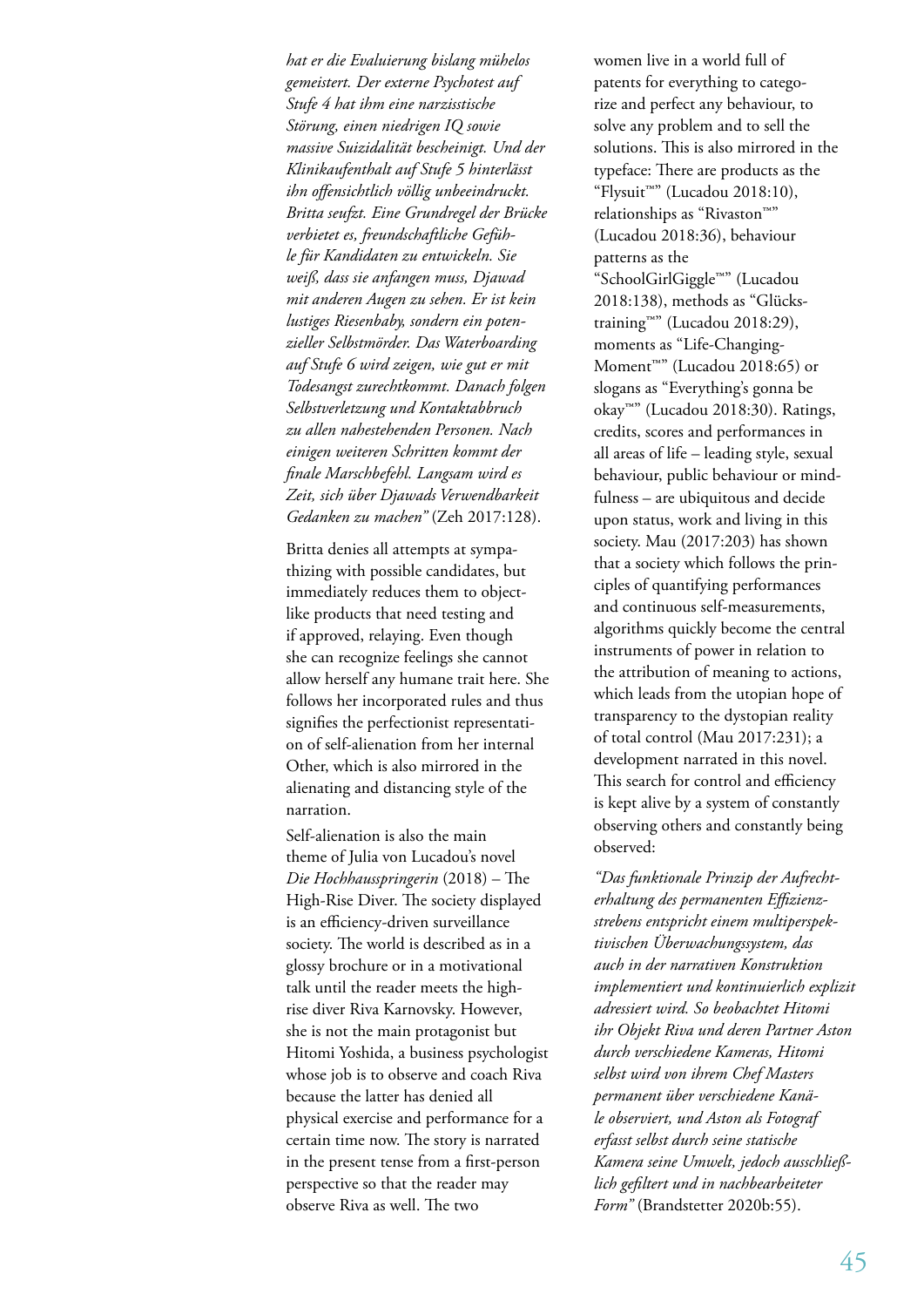*hat er die Evaluierung bislang mühelos gemeistert. Der externe Psychotest auf Stufe 4 hat ihm eine narzisstische Störung, einen niedrigen IQ sowie massive Suizidalität bescheinigt. Und der Klinikaufenthalt auf Stufe 5 hinterlässt ihn offensichtlich völlig unbeeindruckt. Britta seufzt. Eine Grundregel der Brücke verbietet es, freundschaftliche Gefühle für Kandidaten zu entwickeln. Sie weiß, dass sie anfangen muss, Djawad mit anderen Augen zu sehen. Er ist kein lustiges Riesenbaby, sondern ein potenzieller Selbstmörder. Das Waterboarding auf Stufe 6 wird zeigen, wie gut er mit Todesangst zurechtkommt. Danach folgen Selbstverletzung und Kontaktabbruch zu allen nahestehenden Personen. Nach einigen weiteren Schritten kommt der finale Marschbefehl. Langsam wird es Zeit, sich über Djawads Verwendbarkeit Gedanken zu machen"* (Zeh 2017:128).

Britta denies all attempts at sympathizing with possible candidates, but immediately reduces them to object-like products that need testing and if approved, relaying. Even though she can recognize feelings she cannot allow herself any humane trait here. She follows her incorporated rules and thus signifies the perfectionist representation of self-alienation from her internal Other, which is also mirrored in the alienating and distancing style of the narration.

Self-alienation is also the main theme of Julia von Lucadou's novel *Die Hochhausspringerin* (2018) – The High-Rise Diver. The society displayed is an efficiency-driven surveillance society. The world is described as in a glossy brochure or in a motivational talk until the reader meets the high-rise diver Riva Karnovsky. However, she is not the main protagonist but Hitomi Yoshida, a business psychologist whose job is to observe and coach Riva because the latter has denied all physical exercise and performance for a certain time now. The story is narrated in the present tense from a first-person perspective so that the reader may observe Riva as well. The two women live in a world full of patents for everything to categorize and perfect any behaviour, to solve any problem and to sell the solutions. This is also mirrored in the typeface: There are products as the "Flysuit™" (Lucadou 2018:10), relationships as "Rivaston™" (Lucadou 2018:36), behaviour patterns as the "SchoolGirlGiggle™" (Lucadou 2018:138), methods as "Glückstraining™" (Lucadou 2018:29), moments as "Life-Changing-Moment™" (Lucadou 2018:65) or slogans as "Everything's gonna be okay™" (Lucadou 2018:30). Ratings, credits, scores and performances in all areas of life – leading style, sexual behaviour, public behaviour or mindfulness – are ubiquitous and decide upon status, work and living in this society. Mau (2017:203) has shown that a society which follows the principles of quantifying performances and continuous self-measurements, algorithms quickly become the central instruments of power in relation to the attribution of meaning to actions, which leads from the utopian hope of transparency to the dystopian reality of total control (Mau 2017:231); a development narrated in this novel. This search for control and efficiency is kept alive by a system of constantly observing others and constantly being observed:

*"Das funktionale Prinzip der Aufrechterhaltung des permanenten Effizienzstrebens entspricht einem multiperspektivischen Überwachungssystem, das auch in der narrativen Konstruktion implementiert und kontinuierlich explizit adressiert wird. So beobachtet Hitomi ihr Objekt Riva und deren Partner Aston durch verschiedene Kameras, Hitomi selbst wird von ihrem Chef Masters permanent über verschiedene Kanäle observiert, und Aston als Fotograf erfasst selbst durch seine statische Kamera seine Umwelt, jedoch ausschließlich gefiltert und in nachbearbeiteter Form"* (Brandstetter 2020b:55).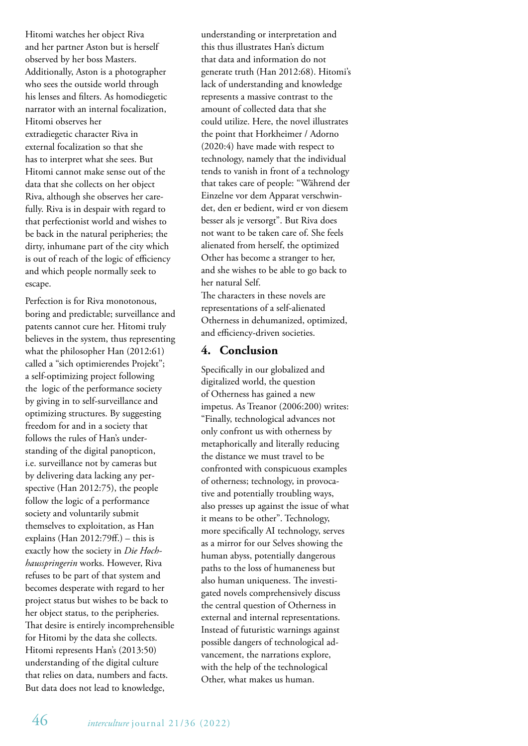Hitomi watches her object Riva and her partner Aston but is herself observed by her boss Masters. Additionally, Aston is a photographer who sees the outside world through his lenses and filters. As homodiegetic narrator with an internal focalization, Hitomi observes her extradiegetic character Riva in external focalization so that she has to interpret what she sees. But Hitomi cannot make sense out of the data that she collects on her object Riva, although she observes her carefully. Riva is in despair with regard to that perfectionist world and wishes to be back in the natural peripheries; the dirty, inhumane part of the city which is out of reach of the logic of efficiency and which people normally seek to escape.

Perfection is for Riva monotonous, boring and predictable; surveillance and patents cannot cure her. Hitomi truly believes in the system, thus representing what the philosopher Han (2012:61) called a "sich optimierendes Projekt"; a self-optimizing project following the logic of the performance society by giving in to self-surveillance and optimizing structures. By suggesting freedom for and in a society that follows the rules of Han's understanding of the digital panopticon, i.e. surveillance not by cameras but by delivering data lacking any perspective (Han 2012:75), the people follow the logic of a performance society and voluntarily submit themselves to exploitation, as Han explains (Han 2012:79ff.) – this is exactly how the society in *Die Hochhausspringerin* works. However, Riva refuses to be part of that system and becomes desperate with regard to her project status but wishes to be back to her object status, to the peripheries. That desire is entirely incomprehensible for Hitomi by the data she collects. Hitomi represents Han's (2013:50) understanding of the digital culture that relies on data, numbers and facts. But data does not lead to knowledge, understanding or interpretation and this thus illustrates Han's dictum that data and information do not generate truth (Han 2012:68). Hitomi's lack of understanding and knowledge represents a massive contrast to the amount of collected data that she could utilize. Here, the novel illustrates the point that Horkheimer / Adorno (2020:4) have made with respect to technology, namely that the individual tends to vanish in front of a technology that takes care of people: "Während der Einzelne vor dem Apparat verschwindet, den er bedient, wird er von diesem besser als je versorgt". But Riva does not want to be taken care of. She feels alienated from herself, the optimized Other has become a stranger to her, and she wishes to be able to go back to her natural Self.

The characters in these novels are representations of a self-alienated Otherness in dehumanized, optimized, and efficiency-driven societies.

## 4. Conclusion

Specifically in our globalized and digitalized world, the question of Otherness has gained a new impetus. As Treanor (2006:200) writes: "Finally, technological advances not only confront us with otherness by metaphorically and literally reducing the distance we must travel to be confronted with conspicuous examples of otherness; technology, in provocative and potentially troubling ways, also presses up against the issue of what it means to be other". Technology, more specifically AI technology, serves as a mirror for our Selves showing the human abyss, potentially dangerous paths to the loss of humaneness but also human uniqueness. The investigated novels comprehensively discuss the central question of Otherness in external and internal representations. Instead of futuristic warnings against possible dangers of technological advancement, the narrations explore, with the help of the technological Other, what makes us human.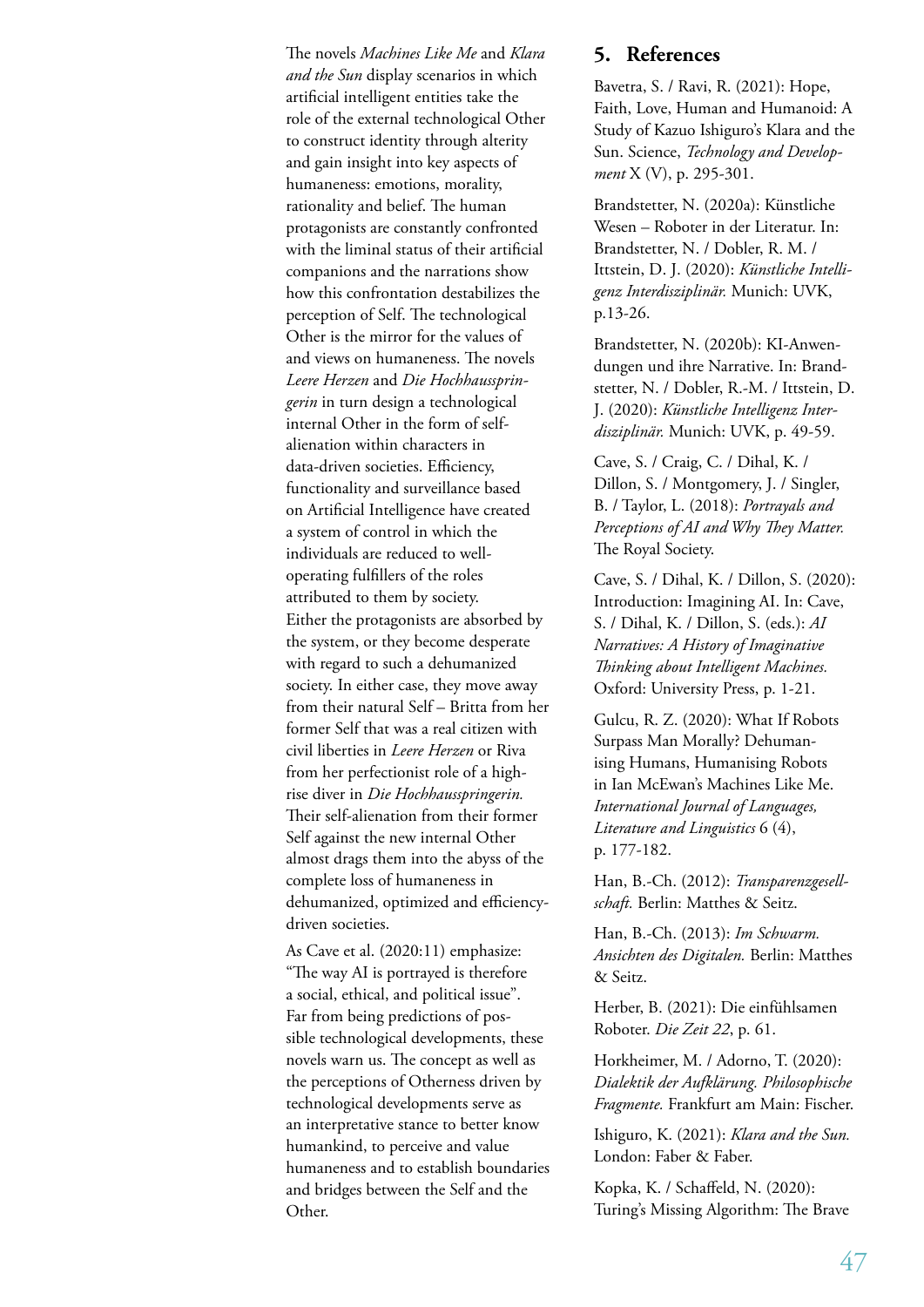The novels *Machines Like Me* and *Klara and the Sun* display scenarios in which artificial intelligent entities take the role of the external technological Other to construct identity through alterity and gain insight into key aspects of humaneness: emotions, morality, rationality and belief. The human protagonists are constantly confronted with the liminal status of their artificial companions and the narrations show how this confrontation destabilizes the perception of Self. The technological Other is the mirror for the values of and views on humaneness. The novels *Leere Herzen* and *Die Hochhausspringerin* in turn design a technological internal Other in the form of self-alienation within characters in data-driven societies. Efficiency, functionality and surveillance based on Artificial Intelligence have created a system of control in which the individuals are reduced to well-operating fulfillers of the roles attributed to them by society. Either the protagonists are absorbed by the system, or they become desperate with regard to such a dehumanized society. In either case, they move away from their natural Self – Britta from her former Self that was a real citizen with civil liberties in *Leere Herzen* or Riva from her perfectionist role of a high-rise diver in *Die Hochhausspringerin.* Their self-alienation from their former Self against the new internal Other almost drags them into the abyss of the complete loss of humaneness in dehumanized, optimized and efficiency-driven societies.

As Cave et al. (2020:11) emphasize: "The way AI is portrayed is therefore a social, ethical, and political issue". Far from being predictions of possible technological developments, these novels warn us. The concept as well as the perceptions of Otherness driven by technological developments serve as an interpretative stance to better know humankind, to perceive and value humaneness and to establish boundaries and bridges between the Self and the Other.

## 5. References

Bavetra, S. / Ravi, R. (2021): Hope, Faith, Love, Human and Humanoid: A Study of Kazuo Ishiguro's Klara and the Sun. Science, *Technology and Development* X (V), p. 295-301.

Brandstetter, N. (2020a): Künstliche Wesen – Roboter in der Literatur. In: Brandstetter, N. / Dobler, R. M. / Ittstein, D. J. (2020): *Künstliche Intelligenz Interdisziplinär.* Munich: UVK, p.13-26.

Brandstetter, N. (2020b): KI-Anwendungen und ihre Narrative. In: Brandstetter, N. / Dobler, R.-M. / Ittstein, D. J. (2020): *Künstliche Intelligenz Interdisziplinär.* Munich: UVK, p. 49-59.

Cave, S. / Craig, C. / Dihal, K. / Dillon, S. / Montgomery, J. / Singler, B. / Taylor, L. (2018): *Portrayals and Perceptions of AI and Why They Matter.* The Royal Society.

Cave, S. / Dihal, K. / Dillon, S. (2020): Introduction: Imagining AI. In: Cave, S. / Dihal, K. / Dillon, S. (eds.): *AI Narratives: A History of Imaginative Thinking about Intelligent Machines.* Oxford: University Press, p. 1-21.

Gulcu, R. Z. (2020): What If Robots Surpass Man Morally? Dehumanising Humans, Humanising Robots in Ian McEwan's Machines Like Me. *International Journal of Languages, Literature and Linguistics* 6 (4), p. 177-182.

Han, B.-Ch. (2012): *Transparenzgesellschaft.* Berlin: Matthes & Seitz.

Han, B.-Ch. (2013): *Im Schwarm. Ansichten des Digitalen.* Berlin: Matthes & Seitz.

Herber, B. (2021): Die einfühlsamen Roboter. *Die Zeit 22*, p. 61.

Horkheimer, M. / Adorno, T. (2020): *Dialektik der Aufklärung. Philosophische Fragmente.* Frankfurt am Main: Fischer.

Ishiguro, K. (2021): *Klara and the Sun.* London: Faber & Faber.

Kopka, K. / Schaffeld, N. (2020): Turing's Missing Algorithm: The Brave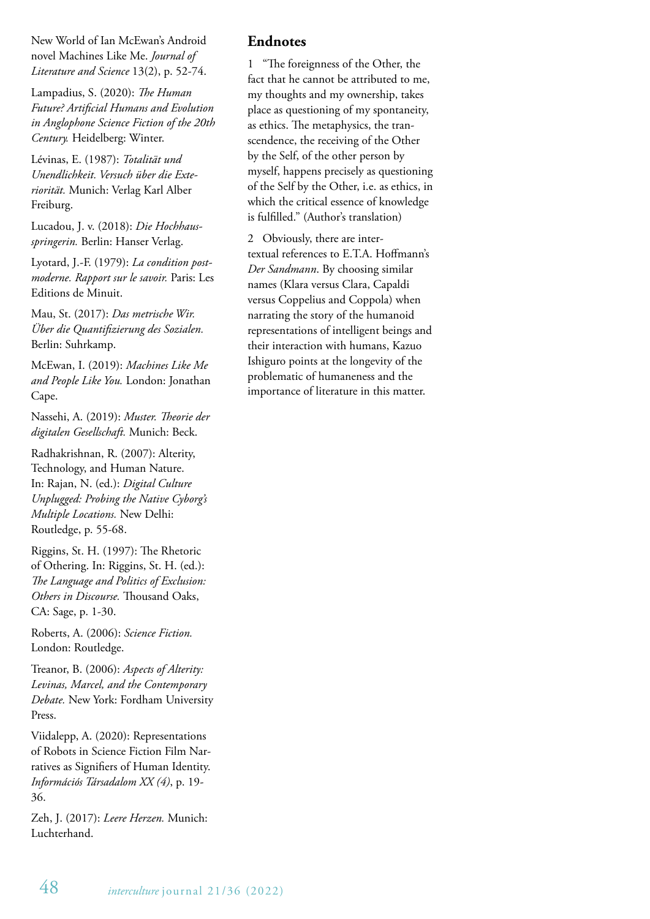New World of Ian McEwan's Android novel Machines Like Me. *Journal of Literature and Science* 13(2), p. 52-74.

Lampadius, S. (2020): *The Human Future? Artificial Humans and Evolution in Anglophone Science Fiction of the 20th Century.* Heidelberg: Winter.

Lévinas, E. (1987): *Totalität und Unendlichkeit. Versuch über die Exteriorität.* Munich: Verlag Karl Alber Freiburg.

Lucadou, J. v. (2018): *Die Hochhausspringerin.* Berlin: Hanser Verlag.

Lyotard, J.-F. (1979): *La condition postmoderne. Rapport sur le savoir.* Paris: Les Editions de Minuit.

Mau, St. (2017): *Das metrische Wir. Über die Quantifizierung des Sozialen.* Berlin: Suhrkamp.

McEwan, I. (2019): *Machines Like Me and People Like You.* London: Jonathan Cape.

Nassehi, A. (2019): *Muster. Theorie der digitalen Gesellschaft.* Munich: Beck.

Radhakrishnan, R. (2007): Alterity, Technology, and Human Nature. In: Rajan, N. (ed.): *Digital Culture Unplugged: Probing the Native Cyborg's Multiple Locations.* New Delhi: Routledge, p. 55-68.

Riggins, St. H. (1997): The Rhetoric of Othering. In: Riggins, St. H. (ed.): *The Language and Politics of Exclusion: Others in Discourse.* Thousand Oaks, CA: Sage, p. 1-30.

Roberts, A. (2006): *Science Fiction.* London: Routledge.

Treanor, B. (2006): *Aspects of Alterity: Levinas, Marcel, and the Contemporary Debate.* New York: Fordham University Press.

Viidalepp, A. (2020): Representations of Robots in Science Fiction Film Narratives as Signifiers of Human Identity. *Információs Társadalom XX (4)*, p. 19-36.

Zeh, J. (2017): *Leere Herzen.* Munich: Luchterhand.

## Endnotes

1 "The foreignness of the Other, the fact that he cannot be attributed to me, my thoughts and my ownership, takes place as questioning of my spontaneity, as ethics. The metaphysics, the transcendence, the receiving of the Other by the Self, of the other person by myself, happens precisely as questioning of the Self by the Other, i.e. as ethics, in which the critical essence of knowledge is fulfilled." (Author's translation)

2 Obviously, there are intertextual references to E.T.A. Hoffmann's *Der Sandmann*. By choosing similar names (Klara versus Clara, Capaldi versus Coppelius and Coppola) when narrating the story of the humanoid representations of intelligent beings and their interaction with humans, Kazuo Ishiguro points at the longevity of the problematic of humaneness and the importance of literature in this matter.